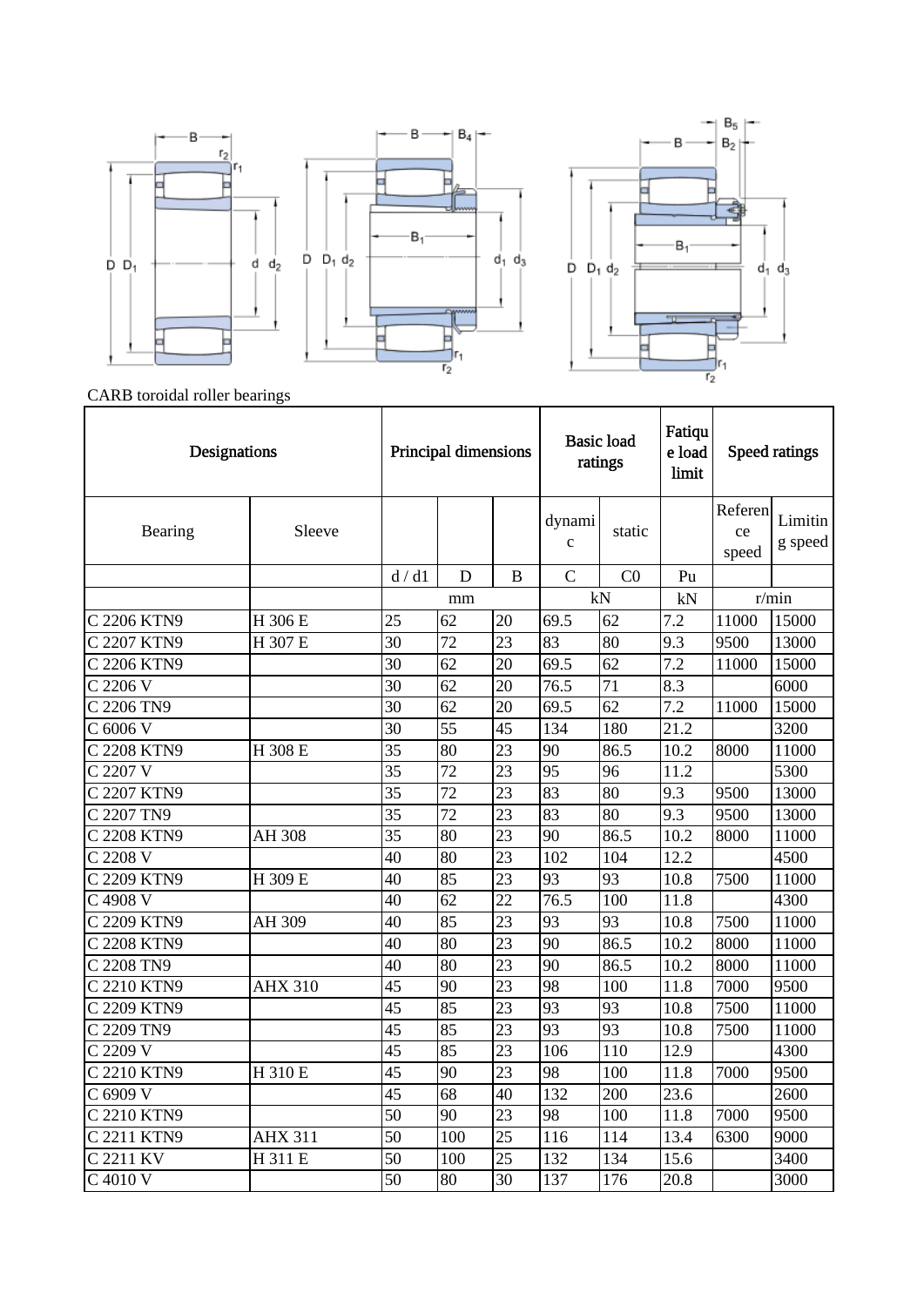CARB toroidal roller bearings

| Designations | | Principal dimensions | | | Basic load ratings | | Fatique load limit | Speed ratings | |
|---|---|---|---|---|---|---|---|---|---|
| Bearing | Sleeve | | | | dynamic | static | | Reference speed | Limiting speed |
| | | d / d1 | D | B | C | C0 | Pu | | |
| | | mm | | | kN | | kN | r/min | |
| C 2206 KTN9 | H 306 E | 25 | 62 | 20 | 69.5 | 62 | 7.2 | 11000 | 15000 |
| C 2207 KTN9 | H 307 E | 30 | 72 | 23 | 83 | 80 | 9.3 | 9500 | 13000 |
| C 2206 KTN9 | | 30 | 62 | 20 | 69.5 | 62 | 7.2 | 11000 | 15000 |
| C 2206 V | | 30 | 62 | 20 | 76.5 | 71 | 8.3 | | 6000 |
| C 2206 TN9 | | 30 | 62 | 20 | 69.5 | 62 | 7.2 | 11000 | 15000 |
| C 6006 V | | 30 | 55 | 45 | 134 | 180 | 21.2 | | 3200 |
| C 2208 KTN9 | H 308 E | 35 | 80 | 23 | 90 | 86.5 | 10.2 | 8000 | 11000 |
| C 2207 V | | 35 | 72 | 23 | 95 | 96 | 11.2 | | 5300 |
| C 2207 KTN9 | | 35 | 72 | 23 | 83 | 80 | 9.3 | 9500 | 13000 |
| C 2207 TN9 | | 35 | 72 | 23 | 83 | 80 | 9.3 | 9500 | 13000 |
| C 2208 KTN9 | AH 308 | 35 | 80 | 23 | 90 | 86.5 | 10.2 | 8000 | 11000 |
| C 2208 V | | 40 | 80 | 23 | 102 | 104 | 12.2 | | 4500 |
| C 2209 KTN9 | H 309 E | 40 | 85 | 23 | 93 | 93 | 10.8 | 7500 | 11000 |
| C 4908 V | | 40 | 62 | 22 | 76.5 | 100 | 11.8 | | 4300 |
| C 2209 KTN9 | AH 309 | 40 | 85 | 23 | 93 | 93 | 10.8 | 7500 | 11000 |
| C 2208 KTN9 | | 40 | 80 | 23 | 90 | 86.5 | 10.2 | 8000 | 11000 |
| C 2208 TN9 | | 40 | 80 | 23 | 90 | 86.5 | 10.2 | 8000 | 11000 |
| C 2210 KTN9 | AHX 310 | 45 | 90 | 23 | 98 | 100 | 11.8 | 7000 | 9500 |
| C 2209 KTN9 | | 45 | 85 | 23 | 93 | 93 | 10.8 | 7500 | 11000 |
| C 2209 TN9 | | 45 | 85 | 23 | 93 | 93 | 10.8 | 7500 | 11000 |
| C 2209 V | | 45 | 85 | 23 | 106 | 110 | 12.9 | | 4300 |
| C 2210 KTN9 | H 310 E | 45 | 90 | 23 | 98 | 100 | 11.8 | 7000 | 9500 |
| C 6909 V | | 45 | 68 | 40 | 132 | 200 | 23.6 | | 2600 |
| C 2210 KTN9 | | 50 | 90 | 23 | 98 | 100 | 11.8 | 7000 | 9500 |
| C 2211 KTN9 | AHX 311 | 50 | 100 | 25 | 116 | 114 | 13.4 | 6300 | 9000 |
| C 2211 KV | H 311 E | 50 | 100 | 25 | 132 | 134 | 15.6 | | 3400 |
| C 4010 V | | 50 | 80 | 30 | 137 | 176 | 20.8 | | 3000 |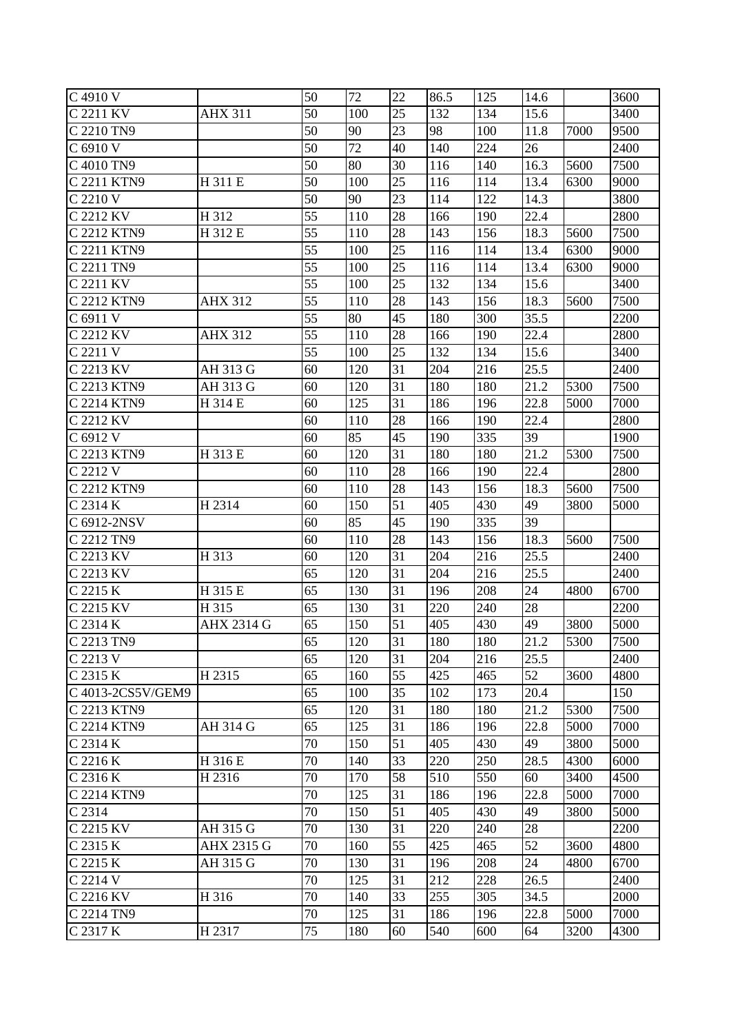| C 4910 V | | 50 | 72 | 22 | 86.5 | 125 | 14.6 | | 3600 |
|---|---|---|---|---|---|---|---|---|---|
| C 2211 KV | AHX 311 | 50 | 100 | 25 | 132 | 134 | 15.6 | | 3400 |
| C 2210 TN9 | | 50 | 90 | 23 | 98 | 100 | 11.8 | 7000 | 9500 |
| C 6910 V | | 50 | 72 | 40 | 140 | 224 | 26 | | 2400 |
| C 4010 TN9 | | 50 | 80 | 30 | 116 | 140 | 16.3 | 5600 | 7500 |
| C 2211 KTN9 | H 311 E | 50 | 100 | 25 | 116 | 114 | 13.4 | 6300 | 9000 |
| C 2210 V | | 50 | 90 | 23 | 114 | 122 | 14.3 | | 3800 |
| C 2212 KV | H 312 | 55 | 110 | 28 | 166 | 190 | 22.4 | | 2800 |
| C 2212 KTN9 | H 312 E | 55 | 110 | 28 | 143 | 156 | 18.3 | 5600 | 7500 |
| C 2211 KTN9 | | 55 | 100 | 25 | 116 | 114 | 13.4 | 6300 | 9000 |
| C 2211 TN9 | | 55 | 100 | 25 | 116 | 114 | 13.4 | 6300 | 9000 |
| C 2211 KV | | 55 | 100 | 25 | 132 | 134 | 15.6 | | 3400 |
| C 2212 KTN9 | AHX 312 | 55 | 110 | 28 | 143 | 156 | 18.3 | 5600 | 7500 |
| C 6911 V | | 55 | 80 | 45 | 180 | 300 | 35.5 | | 2200 |
| C 2212 KV | AHX 312 | 55 | 110 | 28 | 166 | 190 | 22.4 | | 2800 |
| C 2211 V | | 55 | 100 | 25 | 132 | 134 | 15.6 | | 3400 |
| C 2213 KV | AH 313 G | 60 | 120 | 31 | 204 | 216 | 25.5 | | 2400 |
| C 2213 KTN9 | AH 313 G | 60 | 120 | 31 | 180 | 180 | 21.2 | 5300 | 7500 |
| C 2214 KTN9 | H 314 E | 60 | 125 | 31 | 186 | 196 | 22.8 | 5000 | 7000 |
| C 2212 KV | | 60 | 110 | 28 | 166 | 190 | 22.4 | | 2800 |
| C 6912 V | | 60 | 85 | 45 | 190 | 335 | 39 | | 1900 |
| C 2213 KTN9 | H 313 E | 60 | 120 | 31 | 180 | 180 | 21.2 | 5300 | 7500 |
| C 2212 V | | 60 | 110 | 28 | 166 | 190 | 22.4 | | 2800 |
| C 2212 KTN9 | | 60 | 110 | 28 | 143 | 156 | 18.3 | 5600 | 7500 |
| C 2314 K | H 2314 | 60 | 150 | 51 | 405 | 430 | 49 | 3800 | 5000 |
| C 6912-2NSV | | 60 | 85 | 45 | 190 | 335 | 39 | | |
| C 2212 TN9 | | 60 | 110 | 28 | 143 | 156 | 18.3 | 5600 | 7500 |
| C 2213 KV | H 313 | 60 | 120 | 31 | 204 | 216 | 25.5 | | 2400 |
| C 2213 KV | | 65 | 120 | 31 | 204 | 216 | 25.5 | | 2400 |
| C 2215 K | H 315 E | 65 | 130 | 31 | 196 | 208 | 24 | 4800 | 6700 |
| C 2215 KV | H 315 | 65 | 130 | 31 | 220 | 240 | 28 | | 2200 |
| C 2314 K | AHX 2314 G | 65 | 150 | 51 | 405 | 430 | 49 | 3800 | 5000 |
| C 2213 TN9 | | 65 | 120 | 31 | 180 | 180 | 21.2 | 5300 | 7500 |
| C 2213 V | | 65 | 120 | 31 | 204 | 216 | 25.5 | | 2400 |
| C 2315 K | H 2315 | 65 | 160 | 55 | 425 | 465 | 52 | 3600 | 4800 |
| C 4013-2CS5V/GEM9 | | 65 | 100 | 35 | 102 | 173 | 20.4 | | 150 |
| C 2213 KTN9 | | 65 | 120 | 31 | 180 | 180 | 21.2 | 5300 | 7500 |
| C 2214 KTN9 | AH 314 G | 65 | 125 | 31 | 186 | 196 | 22.8 | 5000 | 7000 |
| C 2314 K | | 70 | 150 | 51 | 405 | 430 | 49 | 3800 | 5000 |
| C 2216 K | H 316 E | 70 | 140 | 33 | 220 | 250 | 28.5 | 4300 | 6000 |
| C 2316 K | H 2316 | 70 | 170 | 58 | 510 | 550 | 60 | 3400 | 4500 |
| C 2214 KTN9 | | 70 | 125 | 31 | 186 | 196 | 22.8 | 5000 | 7000 |
| C 2314 | | 70 | 150 | 51 | 405 | 430 | 49 | 3800 | 5000 |
| C 2215 KV | AH 315 G | 70 | 130 | 31 | 220 | 240 | 28 | | 2200 |
| C 2315 K | AHX 2315 G | 70 | 160 | 55 | 425 | 465 | 52 | 3600 | 4800 |
| C 2215 K | AH 315 G | 70 | 130 | 31 | 196 | 208 | 24 | 4800 | 6700 |
| C 2214 V | | 70 | 125 | 31 | 212 | 228 | 26.5 | | 2400 |
| C 2216 KV | H 316 | 70 | 140 | 33 | 255 | 305 | 34.5 | | 2000 |
| C 2214 TN9 | | 70 | 125 | 31 | 186 | 196 | 22.8 | 5000 | 7000 |
| C 2317 K | H 2317 | 75 | 180 | 60 | 540 | 600 | 64 | 3200 | 4300 |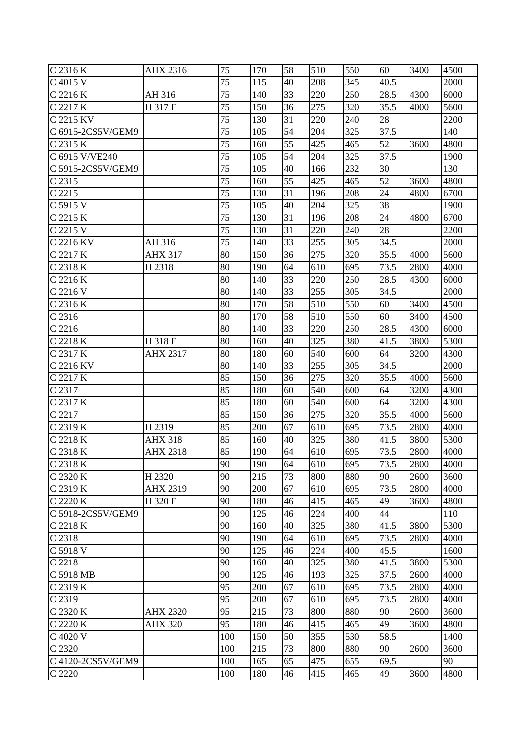| C 2316 K | AHX 2316 | 75 | 170 | 58 | 510 | 550 | 60 | 3400 | 4500 |
|---|---|---|---|---|---|---|---|---|---|
| C 4015 V | | 75 | 115 | 40 | 208 | 345 | 40.5 | | 2000 |
| C 2216 K | AH 316 | 75 | 140 | 33 | 220 | 250 | 28.5 | 4300 | 6000 |
| C 2217 K | H 317 E | 75 | 150 | 36 | 275 | 320 | 35.5 | 4000 | 5600 |
| C 2215 KV | | 75 | 130 | 31 | 220 | 240 | 28 | | 2200 |
| C 6915-2CS5V/GEM9 | | 75 | 105 | 54 | 204 | 325 | 37.5 | | 140 |
| C 2315 K | | 75 | 160 | 55 | 425 | 465 | 52 | 3600 | 4800 |
| C 6915 V/VE240 | | 75 | 105 | 54 | 204 | 325 | 37.5 | | 1900 |
| C 5915-2CS5V/GEM9 | | 75 | 105 | 40 | 166 | 232 | 30 | | 130 |
| C 2315 | | 75 | 160 | 55 | 425 | 465 | 52 | 3600 | 4800 |
| C 2215 | | 75 | 130 | 31 | 196 | 208 | 24 | 4800 | 6700 |
| C 5915 V | | 75 | 105 | 40 | 204 | 325 | 38 | | 1900 |
| C 2215 K | | 75 | 130 | 31 | 196 | 208 | 24 | 4800 | 6700 |
| C 2215 V | | 75 | 130 | 31 | 220 | 240 | 28 | | 2200 |
| C 2216 KV | AH 316 | 75 | 140 | 33 | 255 | 305 | 34.5 | | 2000 |
| C 2217 K | AHX 317 | 80 | 150 | 36 | 275 | 320 | 35.5 | 4000 | 5600 |
| C 2318 K | H 2318 | 80 | 190 | 64 | 610 | 695 | 73.5 | 2800 | 4000 |
| C 2216 K | | 80 | 140 | 33 | 220 | 250 | 28.5 | 4300 | 6000 |
| C 2216 V | | 80 | 140 | 33 | 255 | 305 | 34.5 | | 2000 |
| C 2316 K | | 80 | 170 | 58 | 510 | 550 | 60 | 3400 | 4500 |
| C 2316 | | 80 | 170 | 58 | 510 | 550 | 60 | 3400 | 4500 |
| C 2216 | | 80 | 140 | 33 | 220 | 250 | 28.5 | 4300 | 6000 |
| C 2218 K | H 318 E | 80 | 160 | 40 | 325 | 380 | 41.5 | 3800 | 5300 |
| C 2317 K | AHX 2317 | 80 | 180 | 60 | 540 | 600 | 64 | 3200 | 4300 |
| C 2216 KV | | 80 | 140 | 33 | 255 | 305 | 34.5 | | 2000 |
| C 2217 K | | 85 | 150 | 36 | 275 | 320 | 35.5 | 4000 | 5600 |
| C 2317 | | 85 | 180 | 60 | 540 | 600 | 64 | 3200 | 4300 |
| C 2317 K | | 85 | 180 | 60 | 540 | 600 | 64 | 3200 | 4300 |
| C 2217 | | 85 | 150 | 36 | 275 | 320 | 35.5 | 4000 | 5600 |
| C 2319 K | H 2319 | 85 | 200 | 67 | 610 | 695 | 73.5 | 2800 | 4000 |
| C 2218 K | AHX 318 | 85 | 160 | 40 | 325 | 380 | 41.5 | 3800 | 5300 |
| C 2318 K | AHX 2318 | 85 | 190 | 64 | 610 | 695 | 73.5 | 2800 | 4000 |
| C 2318 K | | 90 | 190 | 64 | 610 | 695 | 73.5 | 2800 | 4000 |
| C 2320 K | H 2320 | 90 | 215 | 73 | 800 | 880 | 90 | 2600 | 3600 |
| C 2319 K | AHX 2319 | 90 | 200 | 67 | 610 | 695 | 73.5 | 2800 | 4000 |
| C 2220 K | H 320 E | 90 | 180 | 46 | 415 | 465 | 49 | 3600 | 4800 |
| C 5918-2CS5V/GEM9 | | 90 | 125 | 46 | 224 | 400 | 44 | | 110 |
| C 2218 K | | 90 | 160 | 40 | 325 | 380 | 41.5 | 3800 | 5300 |
| C 2318 | | 90 | 190 | 64 | 610 | 695 | 73.5 | 2800 | 4000 |
| C 5918 V | | 90 | 125 | 46 | 224 | 400 | 45.5 | | 1600 |
| C 2218 | | 90 | 160 | 40 | 325 | 380 | 41.5 | 3800 | 5300 |
| C 5918 MB | | 90 | 125 | 46 | 193 | 325 | 37.5 | 2600 | 4000 |
| C 2319 K | | 95 | 200 | 67 | 610 | 695 | 73.5 | 2800 | 4000 |
| C 2319 | | 95 | 200 | 67 | 610 | 695 | 73.5 | 2800 | 4000 |
| C 2320 K | AHX 2320 | 95 | 215 | 73 | 800 | 880 | 90 | 2600 | 3600 |
| C 2220 K | AHX 320 | 95 | 180 | 46 | 415 | 465 | 49 | 3600 | 4800 |
| C 4020 V | | 100 | 150 | 50 | 355 | 530 | 58.5 | | 1400 |
| C 2320 | | 100 | 215 | 73 | 800 | 880 | 90 | 2600 | 3600 |
| C 4120-2CS5V/GEM9 | | 100 | 165 | 65 | 475 | 655 | 69.5 | | 90 |
| C 2220 | | 100 | 180 | 46 | 415 | 465 | 49 | 3600 | 4800 |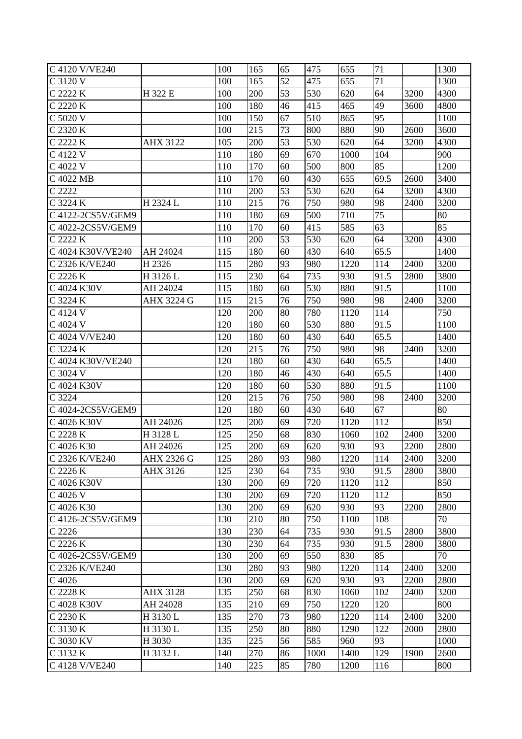| C 4120 V/VE240 | | 100 | 165 | 65 | 475 | 655 | 71 | | 1300 |
|---|---|---|---|---|---|---|---|---|---|
| C 3120 V | | 100 | 165 | 52 | 475 | 655 | 71 | | 1300 |
| C 2222 K | H 322 E | 100 | 200 | 53 | 530 | 620 | 64 | 3200 | 4300 |
| C 2220 K | | 100 | 180 | 46 | 415 | 465 | 49 | 3600 | 4800 |
| C 5020 V | | 100 | 150 | 67 | 510 | 865 | 95 | | 1100 |
| C 2320 K | | 100 | 215 | 73 | 800 | 880 | 90 | 2600 | 3600 |
| C 2222 K | AHX 3122 | 105 | 200 | 53 | 530 | 620 | 64 | 3200 | 4300 |
| C 4122 V | | 110 | 180 | 69 | 670 | 1000 | 104 | | 900 |
| C 4022 V | | 110 | 170 | 60 | 500 | 800 | 85 | | 1200 |
| C 4022 MB | | 110 | 170 | 60 | 430 | 655 | 69.5 | 2600 | 3400 |
| C 2222 | | 110 | 200 | 53 | 530 | 620 | 64 | 3200 | 4300 |
| C 3224 K | H 2324 L | 110 | 215 | 76 | 750 | 980 | 98 | 2400 | 3200 |
| C 4122-2CS5V/GEM9 | | 110 | 180 | 69 | 500 | 710 | 75 | | 80 |
| C 4022-2CS5V/GEM9 | | 110 | 170 | 60 | 415 | 585 | 63 | | 85 |
| C 2222 K | | 110 | 200 | 53 | 530 | 620 | 64 | 3200 | 4300 |
| C 4024 K30V/VE240 | AH 24024 | 115 | 180 | 60 | 430 | 640 | 65.5 | | 1400 |
| C 2326 K/VE240 | H 2326 | 115 | 280 | 93 | 980 | 1220 | 114 | 2400 | 3200 |
| C 2226 K | H 3126 L | 115 | 230 | 64 | 735 | 930 | 91.5 | 2800 | 3800 |
| C 4024 K30V | AH 24024 | 115 | 180 | 60 | 530 | 880 | 91.5 | | 1100 |
| C 3224 K | AHX 3224 G | 115 | 215 | 76 | 750 | 980 | 98 | 2400 | 3200 |
| C 4124 V | | 120 | 200 | 80 | 780 | 1120 | 114 | | 750 |
| C 4024 V | | 120 | 180 | 60 | 530 | 880 | 91.5 | | 1100 |
| C 4024 V/VE240 | | 120 | 180 | 60 | 430 | 640 | 65.5 | | 1400 |
| C 3224 K | | 120 | 215 | 76 | 750 | 980 | 98 | 2400 | 3200 |
| C 4024 K30V/VE240 | | 120 | 180 | 60 | 430 | 640 | 65.5 | | 1400 |
| C 3024 V | | 120 | 180 | 46 | 430 | 640 | 65.5 | | 1400 |
| C 4024 K30V | | 120 | 180 | 60 | 530 | 880 | 91.5 | | 1100 |
| C 3224 | | 120 | 215 | 76 | 750 | 980 | 98 | 2400 | 3200 |
| C 4024-2CS5V/GEM9 | | 120 | 180 | 60 | 430 | 640 | 67 | | 80 |
| C 4026 K30V | AH 24026 | 125 | 200 | 69 | 720 | 1120 | 112 | | 850 |
| C 2228 K | H 3128 L | 125 | 250 | 68 | 830 | 1060 | 102 | 2400 | 3200 |
| C 4026 K30 | AH 24026 | 125 | 200 | 69 | 620 | 930 | 93 | 2200 | 2800 |
| C 2326 K/VE240 | AHX 2326 G | 125 | 280 | 93 | 980 | 1220 | 114 | 2400 | 3200 |
| C 2226 K | AHX 3126 | 125 | 230 | 64 | 735 | 930 | 91.5 | 2800 | 3800 |
| C 4026 K30V | | 130 | 200 | 69 | 720 | 1120 | 112 | | 850 |
| C 4026 V | | 130 | 200 | 69 | 720 | 1120 | 112 | | 850 |
| C 4026 K30 | | 130 | 200 | 69 | 620 | 930 | 93 | 2200 | 2800 |
| C 4126-2CS5V/GEM9 | | 130 | 210 | 80 | 750 | 1100 | 108 | | 70 |
| C 2226 | | 130 | 230 | 64 | 735 | 930 | 91.5 | 2800 | 3800 |
| C 2226 K | | 130 | 230 | 64 | 735 | 930 | 91.5 | 2800 | 3800 |
| C 4026-2CS5V/GEM9 | | 130 | 200 | 69 | 550 | 830 | 85 | | 70 |
| C 2326 K/VE240 | | 130 | 280 | 93 | 980 | 1220 | 114 | 2400 | 3200 |
| C 4026 | | 130 | 200 | 69 | 620 | 930 | 93 | 2200 | 2800 |
| C 2228 K | AHX 3128 | 135 | 250 | 68 | 830 | 1060 | 102 | 2400 | 3200 |
| C 4028 K30V | AH 24028 | 135 | 210 | 69 | 750 | 1220 | 120 | | 800 |
| C 2230 K | H 3130 L | 135 | 270 | 73 | 980 | 1220 | 114 | 2400 | 3200 |
| C 3130 K | H 3130 L | 135 | 250 | 80 | 880 | 1290 | 122 | 2000 | 2800 |
| C 3030 KV | H 3030 | 135 | 225 | 56 | 585 | 960 | 93 | | 1000 |
| C 3132 K | H 3132 L | 140 | 270 | 86 | 1000 | 1400 | 129 | 1900 | 2600 |
| C 4128 V/VE240 | | 140 | 225 | 85 | 780 | 1200 | 116 | | 800 |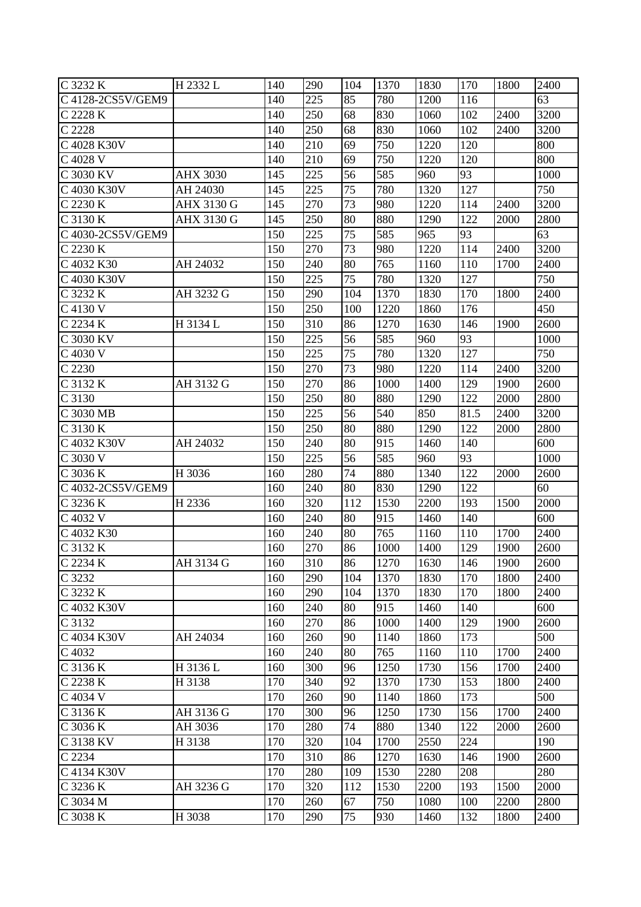| C 3232 K | H 2332 L | 140 | 290 | 104 | 1370 | 1830 | 170 | 1800 | 2400 |
|---|---|---|---|---|---|---|---|---|---|
| C 4128-2CS5V/GEM9 | | 140 | 225 | 85 | 780 | 1200 | 116 | | 63 |
| C 2228 K | | 140 | 250 | 68 | 830 | 1060 | 102 | 2400 | 3200 |
| C 2228 | | 140 | 250 | 68 | 830 | 1060 | 102 | 2400 | 3200 |
| C 4028 K30V | | 140 | 210 | 69 | 750 | 1220 | 120 | | 800 |
| C 4028 V | | 140 | 210 | 69 | 750 | 1220 | 120 | | 800 |
| C 3030 KV | AHX 3030 | 145 | 225 | 56 | 585 | 960 | 93 | | 1000 |
| C 4030 K30V | AH 24030 | 145 | 225 | 75 | 780 | 1320 | 127 | | 750 |
| C 2230 K | AHX 3130 G | 145 | 270 | 73 | 980 | 1220 | 114 | 2400 | 3200 |
| C 3130 K | AHX 3130 G | 145 | 250 | 80 | 880 | 1290 | 122 | 2000 | 2800 |
| C 4030-2CS5V/GEM9 | | 150 | 225 | 75 | 585 | 965 | 93 | | 63 |
| C 2230 K | | 150 | 270 | 73 | 980 | 1220 | 114 | 2400 | 3200 |
| C 4032 K30 | AH 24032 | 150 | 240 | 80 | 765 | 1160 | 110 | 1700 | 2400 |
| C 4030 K30V | | 150 | 225 | 75 | 780 | 1320 | 127 | | 750 |
| C 3232 K | AH 3232 G | 150 | 290 | 104 | 1370 | 1830 | 170 | 1800 | 2400 |
| C 4130 V | | 150 | 250 | 100 | 1220 | 1860 | 176 | | 450 |
| C 2234 K | H 3134 L | 150 | 310 | 86 | 1270 | 1630 | 146 | 1900 | 2600 |
| C 3030 KV | | 150 | 225 | 56 | 585 | 960 | 93 | | 1000 |
| C 4030 V | | 150 | 225 | 75 | 780 | 1320 | 127 | | 750 |
| C 2230 | | 150 | 270 | 73 | 980 | 1220 | 114 | 2400 | 3200 |
| C 3132 K | AH 3132 G | 150 | 270 | 86 | 1000 | 1400 | 129 | 1900 | 2600 |
| C 3130 | | 150 | 250 | 80 | 880 | 1290 | 122 | 2000 | 2800 |
| C 3030 MB | | 150 | 225 | 56 | 540 | 850 | 81.5 | 2400 | 3200 |
| C 3130 K | | 150 | 250 | 80 | 880 | 1290 | 122 | 2000 | 2800 |
| C 4032 K30V | AH 24032 | 150 | 240 | 80 | 915 | 1460 | 140 | | 600 |
| C 3030 V | | 150 | 225 | 56 | 585 | 960 | 93 | | 1000 |
| C 3036 K | H 3036 | 160 | 280 | 74 | 880 | 1340 | 122 | 2000 | 2600 |
| C 4032-2CS5V/GEM9 | | 160 | 240 | 80 | 830 | 1290 | 122 | | 60 |
| C 3236 K | H 2336 | 160 | 320 | 112 | 1530 | 2200 | 193 | 1500 | 2000 |
| C 4032 V | | 160 | 240 | 80 | 915 | 1460 | 140 | | 600 |
| C 4032 K30 | | 160 | 240 | 80 | 765 | 1160 | 110 | 1700 | 2400 |
| C 3132 K | | 160 | 270 | 86 | 1000 | 1400 | 129 | 1900 | 2600 |
| C 2234 K | AH 3134 G | 160 | 310 | 86 | 1270 | 1630 | 146 | 1900 | 2600 |
| C 3232 | | 160 | 290 | 104 | 1370 | 1830 | 170 | 1800 | 2400 |
| C 3232 K | | 160 | 290 | 104 | 1370 | 1830 | 170 | 1800 | 2400 |
| C 4032 K30V | | 160 | 240 | 80 | 915 | 1460 | 140 | | 600 |
| C 3132 | | 160 | 270 | 86 | 1000 | 1400 | 129 | 1900 | 2600 |
| C 4034 K30V | AH 24034 | 160 | 260 | 90 | 1140 | 1860 | 173 | | 500 |
| C 4032 | | 160 | 240 | 80 | 765 | 1160 | 110 | 1700 | 2400 |
| C 3136 K | H 3136 L | 160 | 300 | 96 | 1250 | 1730 | 156 | 1700 | 2400 |
| C 2238 K | H 3138 | 170 | 340 | 92 | 1370 | 1730 | 153 | 1800 | 2400 |
| C 4034 V | | 170 | 260 | 90 | 1140 | 1860 | 173 | | 500 |
| C 3136 K | AH 3136 G | 170 | 300 | 96 | 1250 | 1730 | 156 | 1700 | 2400 |
| C 3036 K | AH 3036 | 170 | 280 | 74 | 880 | 1340 | 122 | 2000 | 2600 |
| C 3138 KV | H 3138 | 170 | 320 | 104 | 1700 | 2550 | 224 | | 190 |
| C 2234 | | 170 | 310 | 86 | 1270 | 1630 | 146 | 1900 | 2600 |
| C 4134 K30V | | 170 | 280 | 109 | 1530 | 2280 | 208 | | 280 |
| C 3236 K | AH 3236 G | 170 | 320 | 112 | 1530 | 2200 | 193 | 1500 | 2000 |
| C 3034 M | | 170 | 260 | 67 | 750 | 1080 | 100 | 2200 | 2800 |
| C 3038 K | H 3038 | 170 | 290 | 75 | 930 | 1460 | 132 | 1800 | 2400 |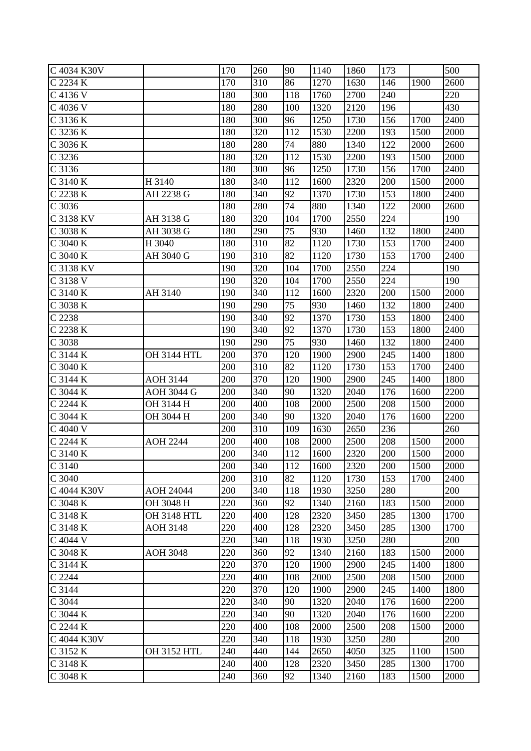| C 4034 K30V | | 170 | 260 | 90 | 1140 | 1860 | 173 | | 500 |
|---|---|---|---|---|---|---|---|---|---|
| C 2234 K | | 170 | 310 | 86 | 1270 | 1630 | 146 | 1900 | 2600 |
| C 4136 V | | 180 | 300 | 118 | 1760 | 2700 | 240 | | 220 |
| C 4036 V | | 180 | 280 | 100 | 1320 | 2120 | 196 | | 430 |
| C 3136 K | | 180 | 300 | 96 | 1250 | 1730 | 156 | 1700 | 2400 |
| C 3236 K | | 180 | 320 | 112 | 1530 | 2200 | 193 | 1500 | 2000 |
| C 3036 K | | 180 | 280 | 74 | 880 | 1340 | 122 | 2000 | 2600 |
| C 3236 | | 180 | 320 | 112 | 1530 | 2200 | 193 | 1500 | 2000 |
| C 3136 | | 180 | 300 | 96 | 1250 | 1730 | 156 | 1700 | 2400 |
| C 3140 K | H 3140 | 180 | 340 | 112 | 1600 | 2320 | 200 | 1500 | 2000 |
| C 2238 K | AH 2238 G | 180 | 340 | 92 | 1370 | 1730 | 153 | 1800 | 2400 |
| C 3036 | | 180 | 280 | 74 | 880 | 1340 | 122 | 2000 | 2600 |
| C 3138 KV | AH 3138 G | 180 | 320 | 104 | 1700 | 2550 | 224 | | 190 |
| C 3038 K | AH 3038 G | 180 | 290 | 75 | 930 | 1460 | 132 | 1800 | 2400 |
| C 3040 K | H 3040 | 180 | 310 | 82 | 1120 | 1730 | 153 | 1700 | 2400 |
| C 3040 K | AH 3040 G | 190 | 310 | 82 | 1120 | 1730 | 153 | 1700 | 2400 |
| C 3138 KV | | 190 | 320 | 104 | 1700 | 2550 | 224 | | 190 |
| C 3138 V | | 190 | 320 | 104 | 1700 | 2550 | 224 | | 190 |
| C 3140 K | AH 3140 | 190 | 340 | 112 | 1600 | 2320 | 200 | 1500 | 2000 |
| C 3038 K | | 190 | 290 | 75 | 930 | 1460 | 132 | 1800 | 2400 |
| C 2238 | | 190 | 340 | 92 | 1370 | 1730 | 153 | 1800 | 2400 |
| C 2238 K | | 190 | 340 | 92 | 1370 | 1730 | 153 | 1800 | 2400 |
| C 3038 | | 190 | 290 | 75 | 930 | 1460 | 132 | 1800 | 2400 |
| C 3144 K | OH 3144 HTL | 200 | 370 | 120 | 1900 | 2900 | 245 | 1400 | 1800 |
| C 3040 K | | 200 | 310 | 82 | 1120 | 1730 | 153 | 1700 | 2400 |
| C 3144 K | AOH 3144 | 200 | 370 | 120 | 1900 | 2900 | 245 | 1400 | 1800 |
| C 3044 K | AOH 3044 G | 200 | 340 | 90 | 1320 | 2040 | 176 | 1600 | 2200 |
| C 2244 K | OH 3144 H | 200 | 400 | 108 | 2000 | 2500 | 208 | 1500 | 2000 |
| C 3044 K | OH 3044 H | 200 | 340 | 90 | 1320 | 2040 | 176 | 1600 | 2200 |
| C 4040 V | | 200 | 310 | 109 | 1630 | 2650 | 236 | | 260 |
| C 2244 K | AOH 2244 | 200 | 400 | 108 | 2000 | 2500 | 208 | 1500 | 2000 |
| C 3140 K | | 200 | 340 | 112 | 1600 | 2320 | 200 | 1500 | 2000 |
| C 3140 | | 200 | 340 | 112 | 1600 | 2320 | 200 | 1500 | 2000 |
| C 3040 | | 200 | 310 | 82 | 1120 | 1730 | 153 | 1700 | 2400 |
| C 4044 K30V | AOH 24044 | 200 | 340 | 118 | 1930 | 3250 | 280 | | 200 |
| C 3048 K | OH 3048 H | 220 | 360 | 92 | 1340 | 2160 | 183 | 1500 | 2000 |
| C 3148 K | OH 3148 HTL | 220 | 400 | 128 | 2320 | 3450 | 285 | 1300 | 1700 |
| C 3148 K | AOH 3148 | 220 | 400 | 128 | 2320 | 3450 | 285 | 1300 | 1700 |
| C 4044 V | | 220 | 340 | 118 | 1930 | 3250 | 280 | | 200 |
| C 3048 K | AOH 3048 | 220 | 360 | 92 | 1340 | 2160 | 183 | 1500 | 2000 |
| C 3144 K | | 220 | 370 | 120 | 1900 | 2900 | 245 | 1400 | 1800 |
| C 2244 | | 220 | 400 | 108 | 2000 | 2500 | 208 | 1500 | 2000 |
| C 3144 | | 220 | 370 | 120 | 1900 | 2900 | 245 | 1400 | 1800 |
| C 3044 | | 220 | 340 | 90 | 1320 | 2040 | 176 | 1600 | 2200 |
| C 3044 K | | 220 | 340 | 90 | 1320 | 2040 | 176 | 1600 | 2200 |
| C 2244 K | | 220 | 400 | 108 | 2000 | 2500 | 208 | 1500 | 2000 |
| C 4044 K30V | | 220 | 340 | 118 | 1930 | 3250 | 280 | | 200 |
| C 3152 K | OH 3152 HTL | 240 | 440 | 144 | 2650 | 4050 | 325 | 1100 | 1500 |
| C 3148 K | | 240 | 400 | 128 | 2320 | 3450 | 285 | 1300 | 1700 |
| C 3048 K | | 240 | 360 | 92 | 1340 | 2160 | 183 | 1500 | 2000 |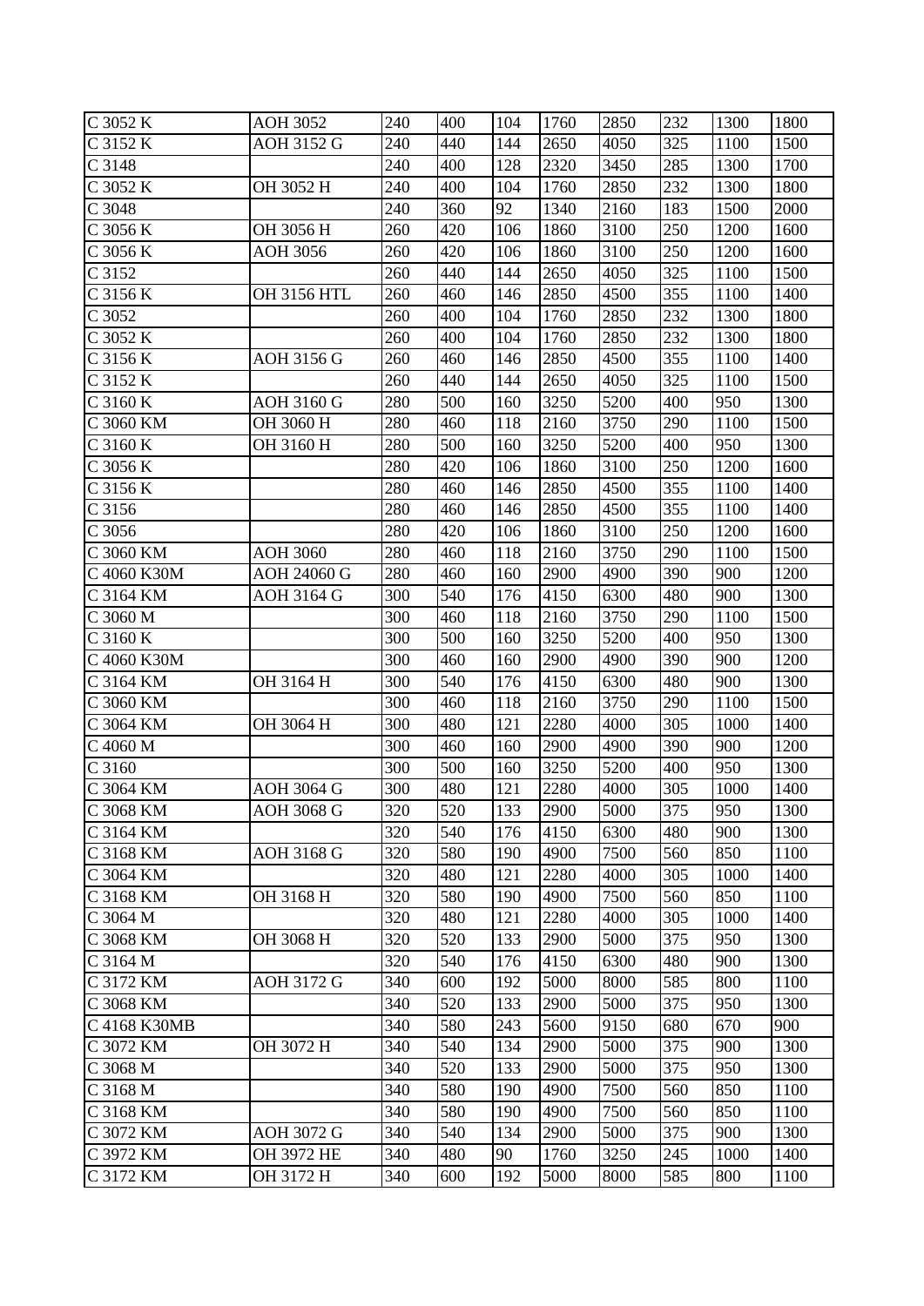| C 3052 K | AOH 3052 | 240 | 400 | 104 | 1760 | 2850 | 232 | 1300 | 1800 |
|---|---|---|---|---|---|---|---|---|---|
| C 3152 K | AOH 3152 G | 240 | 440 | 144 | 2650 | 4050 | 325 | 1100 | 1500 |
| C 3148 | | 240 | 400 | 128 | 2320 | 3450 | 285 | 1300 | 1700 |
| C 3052 K | OH 3052 H | 240 | 400 | 104 | 1760 | 2850 | 232 | 1300 | 1800 |
| C 3048 | | 240 | 360 | 92 | 1340 | 2160 | 183 | 1500 | 2000 |
| C 3056 K | OH 3056 H | 260 | 420 | 106 | 1860 | 3100 | 250 | 1200 | 1600 |
| C 3056 K | AOH 3056 | 260 | 420 | 106 | 1860 | 3100 | 250 | 1200 | 1600 |
| C 3152 | | 260 | 440 | 144 | 2650 | 4050 | 325 | 1100 | 1500 |
| C 3156 K | OH 3156 HTL | 260 | 460 | 146 | 2850 | 4500 | 355 | 1100 | 1400 |
| C 3052 | | 260 | 400 | 104 | 1760 | 2850 | 232 | 1300 | 1800 |
| C 3052 K | | 260 | 400 | 104 | 1760 | 2850 | 232 | 1300 | 1800 |
| C 3156 K | AOH 3156 G | 260 | 460 | 146 | 2850 | 4500 | 355 | 1100 | 1400 |
| C 3152 K | | 260 | 440 | 144 | 2650 | 4050 | 325 | 1100 | 1500 |
| C 3160 K | AOH 3160 G | 280 | 500 | 160 | 3250 | 5200 | 400 | 950 | 1300 |
| C 3060 KM | OH 3060 H | 280 | 460 | 118 | 2160 | 3750 | 290 | 1100 | 1500 |
| C 3160 K | OH 3160 H | 280 | 500 | 160 | 3250 | 5200 | 400 | 950 | 1300 |
| C 3056 K | | 280 | 420 | 106 | 1860 | 3100 | 250 | 1200 | 1600 |
| C 3156 K | | 280 | 460 | 146 | 2850 | 4500 | 355 | 1100 | 1400 |
| C 3156 | | 280 | 460 | 146 | 2850 | 4500 | 355 | 1100 | 1400 |
| C 3056 | | 280 | 420 | 106 | 1860 | 3100 | 250 | 1200 | 1600 |
| C 3060 KM | AOH 3060 | 280 | 460 | 118 | 2160 | 3750 | 290 | 1100 | 1500 |
| C 4060 K30M | AOH 24060 G | 280 | 460 | 160 | 2900 | 4900 | 390 | 900 | 1200 |
| C 3164 KM | AOH 3164 G | 300 | 540 | 176 | 4150 | 6300 | 480 | 900 | 1300 |
| C 3060 M | | 300 | 460 | 118 | 2160 | 3750 | 290 | 1100 | 1500 |
| C 3160 K | | 300 | 500 | 160 | 3250 | 5200 | 400 | 950 | 1300 |
| C 4060 K30M | | 300 | 460 | 160 | 2900 | 4900 | 390 | 900 | 1200 |
| C 3164 KM | OH 3164 H | 300 | 540 | 176 | 4150 | 6300 | 480 | 900 | 1300 |
| C 3060 KM | | 300 | 460 | 118 | 2160 | 3750 | 290 | 1100 | 1500 |
| C 3064 KM | OH 3064 H | 300 | 480 | 121 | 2280 | 4000 | 305 | 1000 | 1400 |
| C 4060 M | | 300 | 460 | 160 | 2900 | 4900 | 390 | 900 | 1200 |
| C 3160 | | 300 | 500 | 160 | 3250 | 5200 | 400 | 950 | 1300 |
| C 3064 KM | AOH 3064 G | 300 | 480 | 121 | 2280 | 4000 | 305 | 1000 | 1400 |
| C 3068 KM | AOH 3068 G | 320 | 520 | 133 | 2900 | 5000 | 375 | 950 | 1300 |
| C 3164 KM | | 320 | 540 | 176 | 4150 | 6300 | 480 | 900 | 1300 |
| C 3168 KM | AOH 3168 G | 320 | 580 | 190 | 4900 | 7500 | 560 | 850 | 1100 |
| C 3064 KM | | 320 | 480 | 121 | 2280 | 4000 | 305 | 1000 | 1400 |
| C 3168 KM | OH 3168 H | 320 | 580 | 190 | 4900 | 7500 | 560 | 850 | 1100 |
| C 3064 M | | 320 | 480 | 121 | 2280 | 4000 | 305 | 1000 | 1400 |
| C 3068 KM | OH 3068 H | 320 | 520 | 133 | 2900 | 5000 | 375 | 950 | 1300 |
| C 3164 M | | 320 | 540 | 176 | 4150 | 6300 | 480 | 900 | 1300 |
| C 3172 KM | AOH 3172 G | 340 | 600 | 192 | 5000 | 8000 | 585 | 800 | 1100 |
| C 3068 KM | | 340 | 520 | 133 | 2900 | 5000 | 375 | 950 | 1300 |
| C 4168 K30MB | | 340 | 580 | 243 | 5600 | 9150 | 680 | 670 | 900 |
| C 3072 KM | OH 3072 H | 340 | 540 | 134 | 2900 | 5000 | 375 | 900 | 1300 |
| C 3068 M | | 340 | 520 | 133 | 2900 | 5000 | 375 | 950 | 1300 |
| C 3168 M | | 340 | 580 | 190 | 4900 | 7500 | 560 | 850 | 1100 |
| C 3168 KM | | 340 | 580 | 190 | 4900 | 7500 | 560 | 850 | 1100 |
| C 3072 KM | AOH 3072 G | 340 | 540 | 134 | 2900 | 5000 | 375 | 900 | 1300 |
| C 3972 KM | OH 3972 HE | 340 | 480 | 90 | 1760 | 3250 | 245 | 1000 | 1400 |
| C 3172 KM | OH 3172 H | 340 | 600 | 192 | 5000 | 8000 | 585 | 800 | 1100 |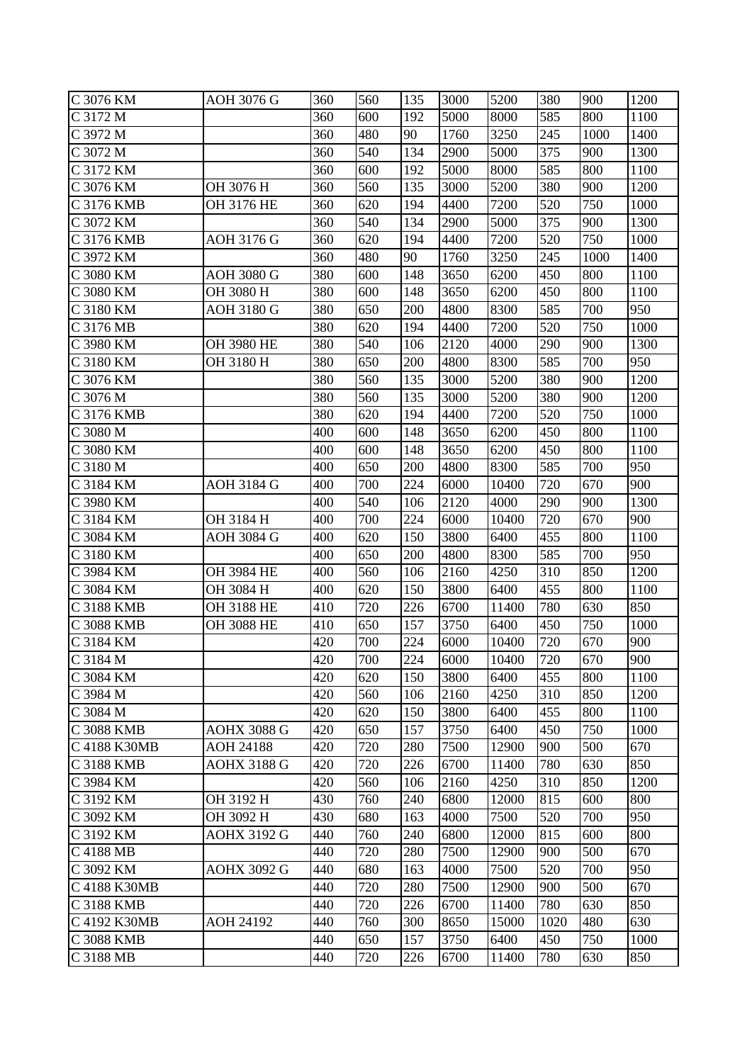| C 3076 KM | AOH 3076 G | 360 | 560 | 135 | 3000 | 5200 | 380 | 900 | 1200 |
|---|---|---|---|---|---|---|---|---|---|
| C 3172 M | | 360 | 600 | 192 | 5000 | 8000 | 585 | 800 | 1100 |
| C 3972 M | | 360 | 480 | 90 | 1760 | 3250 | 245 | 1000 | 1400 |
| C 3072 M | | 360 | 540 | 134 | 2900 | 5000 | 375 | 900 | 1300 |
| C 3172 KM | | 360 | 600 | 192 | 5000 | 8000 | 585 | 800 | 1100 |
| C 3076 KM | OH 3076 H | 360 | 560 | 135 | 3000 | 5200 | 380 | 900 | 1200 |
| C 3176 KMB | OH 3176 HE | 360 | 620 | 194 | 4400 | 7200 | 520 | 750 | 1000 |
| C 3072 KM | | 360 | 540 | 134 | 2900 | 5000 | 375 | 900 | 1300 |
| C 3176 KMB | AOH 3176 G | 360 | 620 | 194 | 4400 | 7200 | 520 | 750 | 1000 |
| C 3972 KM | | 360 | 480 | 90 | 1760 | 3250 | 245 | 1000 | 1400 |
| C 3080 KM | AOH 3080 G | 380 | 600 | 148 | 3650 | 6200 | 450 | 800 | 1100 |
| C 3080 KM | OH 3080 H | 380 | 600 | 148 | 3650 | 6200 | 450 | 800 | 1100 |
| C 3180 KM | AOH 3180 G | 380 | 650 | 200 | 4800 | 8300 | 585 | 700 | 950 |
| C 3176 MB | | 380 | 620 | 194 | 4400 | 7200 | 520 | 750 | 1000 |
| C 3980 KM | OH 3980 HE | 380 | 540 | 106 | 2120 | 4000 | 290 | 900 | 1300 |
| C 3180 KM | OH 3180 H | 380 | 650 | 200 | 4800 | 8300 | 585 | 700 | 950 |
| C 3076 KM | | 380 | 560 | 135 | 3000 | 5200 | 380 | 900 | 1200 |
| C 3076 M | | 380 | 560 | 135 | 3000 | 5200 | 380 | 900 | 1200 |
| C 3176 KMB | | 380 | 620 | 194 | 4400 | 7200 | 520 | 750 | 1000 |
| C 3080 M | | 400 | 600 | 148 | 3650 | 6200 | 450 | 800 | 1100 |
| C 3080 KM | | 400 | 600 | 148 | 3650 | 6200 | 450 | 800 | 1100 |
| C 3180 M | | 400 | 650 | 200 | 4800 | 8300 | 585 | 700 | 950 |
| C 3184 KM | AOH 3184 G | 400 | 700 | 224 | 6000 | 10400 | 720 | 670 | 900 |
| C 3980 KM | | 400 | 540 | 106 | 2120 | 4000 | 290 | 900 | 1300 |
| C 3184 KM | OH 3184 H | 400 | 700 | 224 | 6000 | 10400 | 720 | 670 | 900 |
| C 3084 KM | AOH 3084 G | 400 | 620 | 150 | 3800 | 6400 | 455 | 800 | 1100 |
| C 3180 KM | | 400 | 650 | 200 | 4800 | 8300 | 585 | 700 | 950 |
| C 3984 KM | OH 3984 HE | 400 | 560 | 106 | 2160 | 4250 | 310 | 850 | 1200 |
| C 3084 KM | OH 3084 H | 400 | 620 | 150 | 3800 | 6400 | 455 | 800 | 1100 |
| C 3188 KMB | OH 3188 HE | 410 | 720 | 226 | 6700 | 11400 | 780 | 630 | 850 |
| C 3088 KMB | OH 3088 HE | 410 | 650 | 157 | 3750 | 6400 | 450 | 750 | 1000 |
| C 3184 KM | | 420 | 700 | 224 | 6000 | 10400 | 720 | 670 | 900 |
| C 3184 M | | 420 | 700 | 224 | 6000 | 10400 | 720 | 670 | 900 |
| C 3084 KM | | 420 | 620 | 150 | 3800 | 6400 | 455 | 800 | 1100 |
| C 3984 M | | 420 | 560 | 106 | 2160 | 4250 | 310 | 850 | 1200 |
| C 3084 M | | 420 | 620 | 150 | 3800 | 6400 | 455 | 800 | 1100 |
| C 3088 KMB | AOHX 3088 G | 420 | 650 | 157 | 3750 | 6400 | 450 | 750 | 1000 |
| C 4188 K30MB | AOH 24188 | 420 | 720 | 280 | 7500 | 12900 | 900 | 500 | 670 |
| C 3188 KMB | AOHX 3188 G | 420 | 720 | 226 | 6700 | 11400 | 780 | 630 | 850 |
| C 3984 KM | | 420 | 560 | 106 | 2160 | 4250 | 310 | 850 | 1200 |
| C 3192 KM | OH 3192 H | 430 | 760 | 240 | 6800 | 12000 | 815 | 600 | 800 |
| C 3092 KM | OH 3092 H | 430 | 680 | 163 | 4000 | 7500 | 520 | 700 | 950 |
| C 3192 KM | AOHX 3192 G | 440 | 760 | 240 | 6800 | 12000 | 815 | 600 | 800 |
| C 4188 MB | | 440 | 720 | 280 | 7500 | 12900 | 900 | 500 | 670 |
| C 3092 KM | AOHX 3092 G | 440 | 680 | 163 | 4000 | 7500 | 520 | 700 | 950 |
| C 4188 K30MB | | 440 | 720 | 280 | 7500 | 12900 | 900 | 500 | 670 |
| C 3188 KMB | | 440 | 720 | 226 | 6700 | 11400 | 780 | 630 | 850 |
| C 4192 K30MB | AOH 24192 | 440 | 760 | 300 | 8650 | 15000 | 1020 | 480 | 630 |
| C 3088 KMB | | 440 | 650 | 157 | 3750 | 6400 | 450 | 750 | 1000 |
| C 3188 MB | | 440 | 720 | 226 | 6700 | 11400 | 780 | 630 | 850 |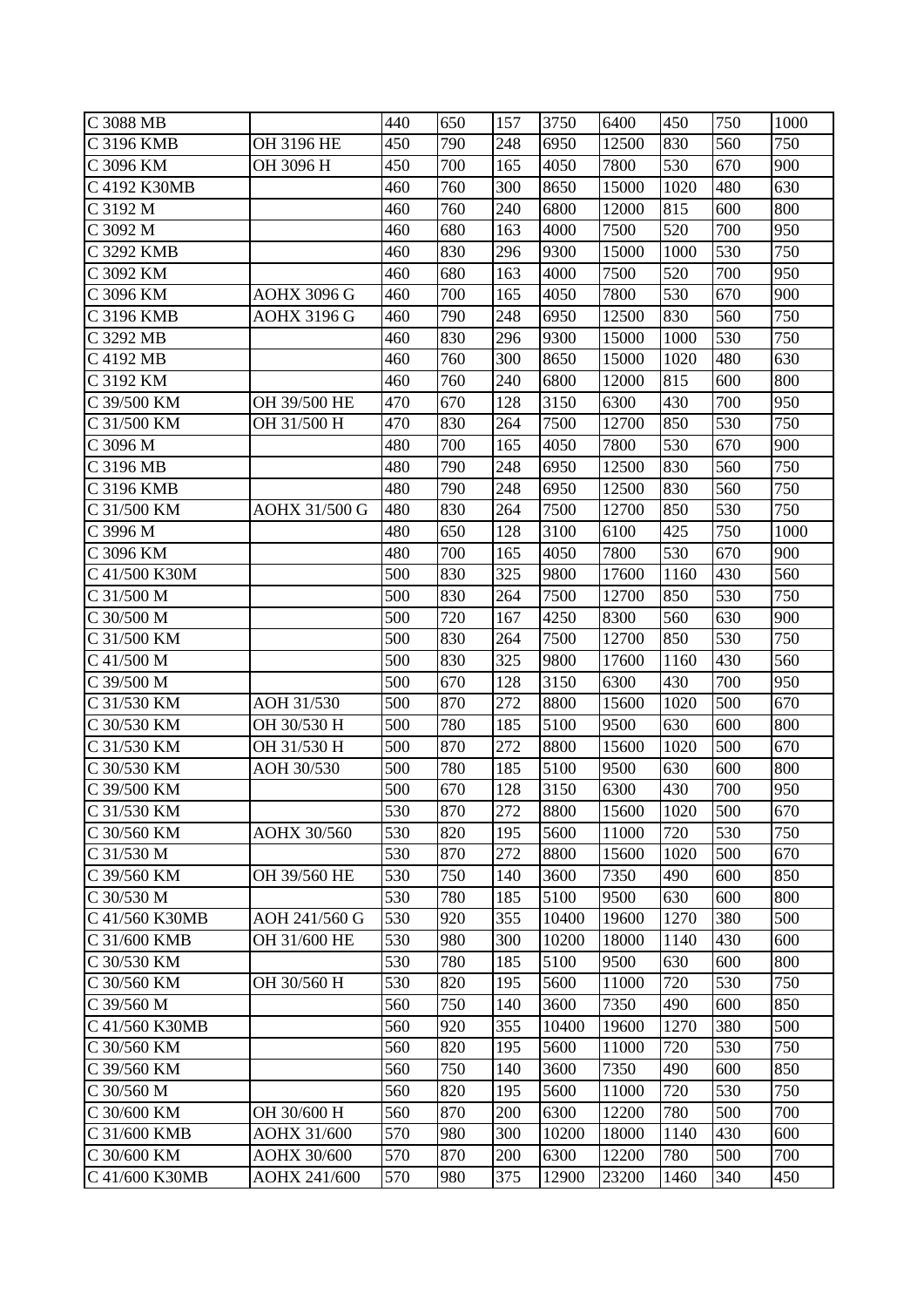| | | | | | | | | | |
|---|---|---|---|---|---|---|---|---|---|
| C 3088 MB | | 440 | 650 | 157 | 3750 | 6400 | 450 | 750 | 1000 |
| C 3196 KMB | OH 3196 HE | 450 | 790 | 248 | 6950 | 12500 | 830 | 560 | 750 |
| C 3096 KM | OH 3096 H | 450 | 700 | 165 | 4050 | 7800 | 530 | 670 | 900 |
| C 4192 K30MB | | 460 | 760 | 300 | 8650 | 15000 | 1020 | 480 | 630 |
| C 3192 M | | 460 | 760 | 240 | 6800 | 12000 | 815 | 600 | 800 |
| C 3092 M | | 460 | 680 | 163 | 4000 | 7500 | 520 | 700 | 950 |
| C 3292 KMB | | 460 | 830 | 296 | 9300 | 15000 | 1000 | 530 | 750 |
| C 3092 KM | | 460 | 680 | 163 | 4000 | 7500 | 520 | 700 | 950 |
| C 3096 KM | AOHX 3096 G | 460 | 700 | 165 | 4050 | 7800 | 530 | 670 | 900 |
| C 3196 KMB | AOHX 3196 G | 460 | 790 | 248 | 6950 | 12500 | 830 | 560 | 750 |
| C 3292 MB | | 460 | 830 | 296 | 9300 | 15000 | 1000 | 530 | 750 |
| C 4192 MB | | 460 | 760 | 300 | 8650 | 15000 | 1020 | 480 | 630 |
| C 3192 KM | | 460 | 760 | 240 | 6800 | 12000 | 815 | 600 | 800 |
| C 39/500 KM | OH 39/500 HE | 470 | 670 | 128 | 3150 | 6300 | 430 | 700 | 950 |
| C 31/500 KM | OH 31/500 H | 470 | 830 | 264 | 7500 | 12700 | 850 | 530 | 750 |
| C 3096 M | | 480 | 700 | 165 | 4050 | 7800 | 530 | 670 | 900 |
| C 3196 MB | | 480 | 790 | 248 | 6950 | 12500 | 830 | 560 | 750 |
| C 3196 KMB | | 480 | 790 | 248 | 6950 | 12500 | 830 | 560 | 750 |
| C 31/500 KM | AOHX 31/500 G | 480 | 830 | 264 | 7500 | 12700 | 850 | 530 | 750 |
| C 3996 M | | 480 | 650 | 128 | 3100 | 6100 | 425 | 750 | 1000 |
| C 3096 KM | | 480 | 700 | 165 | 4050 | 7800 | 530 | 670 | 900 |
| C 41/500 K30M | | 500 | 830 | 325 | 9800 | 17600 | 1160 | 430 | 560 |
| C 31/500 M | | 500 | 830 | 264 | 7500 | 12700 | 850 | 530 | 750 |
| C 30/500 M | | 500 | 720 | 167 | 4250 | 8300 | 560 | 630 | 900 |
| C 31/500 KM | | 500 | 830 | 264 | 7500 | 12700 | 850 | 530 | 750 |
| C 41/500 M | | 500 | 830 | 325 | 9800 | 17600 | 1160 | 430 | 560 |
| C 39/500 M | | 500 | 670 | 128 | 3150 | 6300 | 430 | 700 | 950 |
| C 31/530 KM | AOH 31/530 | 500 | 870 | 272 | 8800 | 15600 | 1020 | 500 | 670 |
| C 30/530 KM | OH 30/530 H | 500 | 780 | 185 | 5100 | 9500 | 630 | 600 | 800 |
| C 31/530 KM | OH 31/530 H | 500 | 870 | 272 | 8800 | 15600 | 1020 | 500 | 670 |
| C 30/530 KM | AOH 30/530 | 500 | 780 | 185 | 5100 | 9500 | 630 | 600 | 800 |
| C 39/500 KM | | 500 | 670 | 128 | 3150 | 6300 | 430 | 700 | 950 |
| C 31/530 KM | | 530 | 870 | 272 | 8800 | 15600 | 1020 | 500 | 670 |
| C 30/560 KM | AOHX 30/560 | 530 | 820 | 195 | 5600 | 11000 | 720 | 530 | 750 |
| C 31/530 M | | 530 | 870 | 272 | 8800 | 15600 | 1020 | 500 | 670 |
| C 39/560 KM | OH 39/560 HE | 530 | 750 | 140 | 3600 | 7350 | 490 | 600 | 850 |
| C 30/530 M | | 530 | 780 | 185 | 5100 | 9500 | 630 | 600 | 800 |
| C 41/560 K30MB | AOH 241/560 G | 530 | 920 | 355 | 10400 | 19600 | 1270 | 380 | 500 |
| C 31/600 KMB | OH 31/600 HE | 530 | 980 | 300 | 10200 | 18000 | 1140 | 430 | 600 |
| C 30/530 KM | | 530 | 780 | 185 | 5100 | 9500 | 630 | 600 | 800 |
| C 30/560 KM | OH 30/560 H | 530 | 820 | 195 | 5600 | 11000 | 720 | 530 | 750 |
| C 39/560 M | | 560 | 750 | 140 | 3600 | 7350 | 490 | 600 | 850 |
| C 41/560 K30MB | | 560 | 920 | 355 | 10400 | 19600 | 1270 | 380 | 500 |
| C 30/560 KM | | 560 | 820 | 195 | 5600 | 11000 | 720 | 530 | 750 |
| C 39/560 KM | | 560 | 750 | 140 | 3600 | 7350 | 490 | 600 | 850 |
| C 30/560 M | | 560 | 820 | 195 | 5600 | 11000 | 720 | 530 | 750 |
| C 30/600 KM | OH 30/600 H | 560 | 870 | 200 | 6300 | 12200 | 780 | 500 | 700 |
| C 31/600 KMB | AOHX 31/600 | 570 | 980 | 300 | 10200 | 18000 | 1140 | 430 | 600 |
| C 30/600 KM | AOHX 30/600 | 570 | 870 | 200 | 6300 | 12200 | 780 | 500 | 700 |
| C 41/600 K30MB | AOHX 241/600 | 570 | 980 | 375 | 12900 | 23200 | 1460 | 340 | 450 |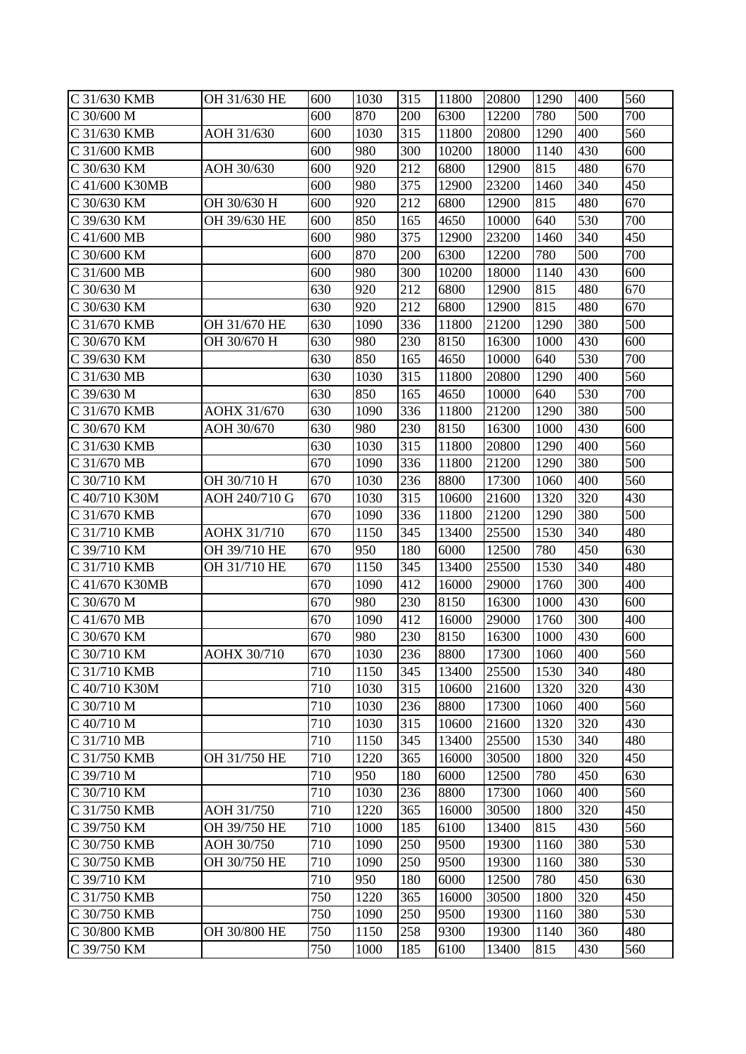| C 31/630 KMB | OH 31/630 HE | 600 | 1030 | 315 | 11800 | 20800 | 1290 | 400 | 560 |
|---|---|---|---|---|---|---|---|---|---|
| C 30/600 M | | 600 | 870 | 200 | 6300 | 12200 | 780 | 500 | 700 |
| C 31/630 KMB | AOH 31/630 | 600 | 1030 | 315 | 11800 | 20800 | 1290 | 400 | 560 |
| C 31/600 KMB | | 600 | 980 | 300 | 10200 | 18000 | 1140 | 430 | 600 |
| C 30/630 KM | AOH 30/630 | 600 | 920 | 212 | 6800 | 12900 | 815 | 480 | 670 |
| C 41/600 K30MB | | 600 | 980 | 375 | 12900 | 23200 | 1460 | 340 | 450 |
| C 30/630 KM | OH 30/630 H | 600 | 920 | 212 | 6800 | 12900 | 815 | 480 | 670 |
| C 39/630 KM | OH 39/630 HE | 600 | 850 | 165 | 4650 | 10000 | 640 | 530 | 700 |
| C 41/600 MB | | 600 | 980 | 375 | 12900 | 23200 | 1460 | 340 | 450 |
| C 30/600 KM | | 600 | 870 | 200 | 6300 | 12200 | 780 | 500 | 700 |
| C 31/600 MB | | 600 | 980 | 300 | 10200 | 18000 | 1140 | 430 | 600 |
| C 30/630 M | | 630 | 920 | 212 | 6800 | 12900 | 815 | 480 | 670 |
| C 30/630 KM | | 630 | 920 | 212 | 6800 | 12900 | 815 | 480 | 670 |
| C 31/670 KMB | OH 31/670 HE | 630 | 1090 | 336 | 11800 | 21200 | 1290 | 380 | 500 |
| C 30/670 KM | OH 30/670 H | 630 | 980 | 230 | 8150 | 16300 | 1000 | 430 | 600 |
| C 39/630 KM | | 630 | 850 | 165 | 4650 | 10000 | 640 | 530 | 700 |
| C 31/630 MB | | 630 | 1030 | 315 | 11800 | 20800 | 1290 | 400 | 560 |
| C 39/630 M | | 630 | 850 | 165 | 4650 | 10000 | 640 | 530 | 700 |
| C 31/670 KMB | AOHX 31/670 | 630 | 1090 | 336 | 11800 | 21200 | 1290 | 380 | 500 |
| C 30/670 KM | AOH 30/670 | 630 | 980 | 230 | 8150 | 16300 | 1000 | 430 | 600 |
| C 31/630 KMB | | 630 | 1030 | 315 | 11800 | 20800 | 1290 | 400 | 560 |
| C 31/670 MB | | 670 | 1090 | 336 | 11800 | 21200 | 1290 | 380 | 500 |
| C 30/710 KM | OH 30/710 H | 670 | 1030 | 236 | 8800 | 17300 | 1060 | 400 | 560 |
| C 40/710 K30M | AOH 240/710 G | 670 | 1030 | 315 | 10600 | 21600 | 1320 | 320 | 430 |
| C 31/670 KMB | | 670 | 1090 | 336 | 11800 | 21200 | 1290 | 380 | 500 |
| C 31/710 KMB | AOHX 31/710 | 670 | 1150 | 345 | 13400 | 25500 | 1530 | 340 | 480 |
| C 39/710 KM | OH 39/710 HE | 670 | 950 | 180 | 6000 | 12500 | 780 | 450 | 630 |
| C 31/710 KMB | OH 31/710 HE | 670 | 1150 | 345 | 13400 | 25500 | 1530 | 340 | 480 |
| C 41/670 K30MB | | 670 | 1090 | 412 | 16000 | 29000 | 1760 | 300 | 400 |
| C 30/670 M | | 670 | 980 | 230 | 8150 | 16300 | 1000 | 430 | 600 |
| C 41/670 MB | | 670 | 1090 | 412 | 16000 | 29000 | 1760 | 300 | 400 |
| C 30/670 KM | | 670 | 980 | 230 | 8150 | 16300 | 1000 | 430 | 600 |
| C 30/710 KM | AOHX 30/710 | 670 | 1030 | 236 | 8800 | 17300 | 1060 | 400 | 560 |
| C 31/710 KMB | | 710 | 1150 | 345 | 13400 | 25500 | 1530 | 340 | 480 |
| C 40/710 K30M | | 710 | 1030 | 315 | 10600 | 21600 | 1320 | 320 | 430 |
| C 30/710 M | | 710 | 1030 | 236 | 8800 | 17300 | 1060 | 400 | 560 |
| C 40/710 M | | 710 | 1030 | 315 | 10600 | 21600 | 1320 | 320 | 430 |
| C 31/710 MB | | 710 | 1150 | 345 | 13400 | 25500 | 1530 | 340 | 480 |
| C 31/750 KMB | OH 31/750 HE | 710 | 1220 | 365 | 16000 | 30500 | 1800 | 320 | 450 |
| C 39/710 M | | 710 | 950 | 180 | 6000 | 12500 | 780 | 450 | 630 |
| C 30/710 KM | | 710 | 1030 | 236 | 8800 | 17300 | 1060 | 400 | 560 |
| C 31/750 KMB | AOH 31/750 | 710 | 1220 | 365 | 16000 | 30500 | 1800 | 320 | 450 |
| C 39/750 KM | OH 39/750 HE | 710 | 1000 | 185 | 6100 | 13400 | 815 | 430 | 560 |
| C 30/750 KMB | AOH 30/750 | 710 | 1090 | 250 | 9500 | 19300 | 1160 | 380 | 530 |
| C 30/750 KMB | OH 30/750 HE | 710 | 1090 | 250 | 9500 | 19300 | 1160 | 380 | 530 |
| C 39/710 KM | | 710 | 950 | 180 | 6000 | 12500 | 780 | 450 | 630 |
| C 31/750 KMB | | 750 | 1220 | 365 | 16000 | 30500 | 1800 | 320 | 450 |
| C 30/750 KMB | | 750 | 1090 | 250 | 9500 | 19300 | 1160 | 380 | 530 |
| C 30/800 KMB | OH 30/800 HE | 750 | 1150 | 258 | 9300 | 19300 | 1140 | 360 | 480 |
| C 39/750 KM | | 750 | 1000 | 185 | 6100 | 13400 | 815 | 430 | 560 |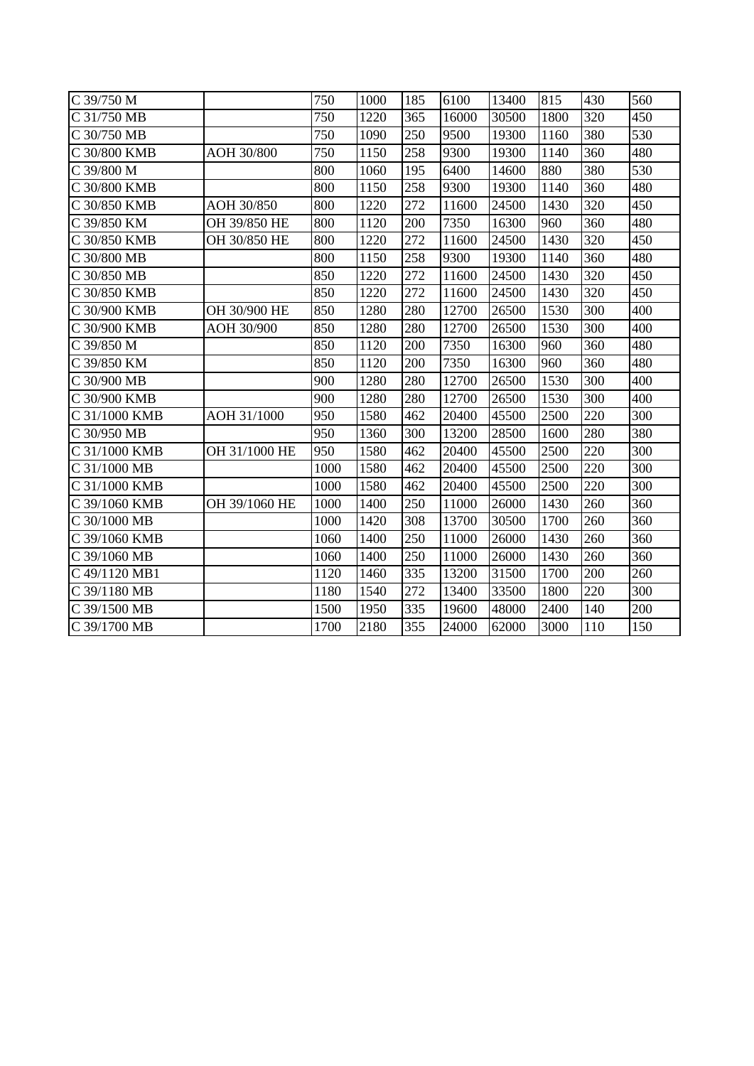| | | | | | | | | | |
|---|---|---|---|---|---|---|---|---|---|
| C 39/750 M | | 750 | 1000 | 185 | 6100 | 13400 | 815 | 430 | 560 |
| C 31/750 MB | | 750 | 1220 | 365 | 16000 | 30500 | 1800 | 320 | 450 |
| C 30/750 MB | | 750 | 1090 | 250 | 9500 | 19300 | 1160 | 380 | 530 |
| C 30/800 KMB | AOH 30/800 | 750 | 1150 | 258 | 9300 | 19300 | 1140 | 360 | 480 |
| C 39/800 M | | 800 | 1060 | 195 | 6400 | 14600 | 880 | 380 | 530 |
| C 30/800 KMB | | 800 | 1150 | 258 | 9300 | 19300 | 1140 | 360 | 480 |
| C 30/850 KMB | AOH 30/850 | 800 | 1220 | 272 | 11600 | 24500 | 1430 | 320 | 450 |
| C 39/850 KM | OH 39/850 HE | 800 | 1120 | 200 | 7350 | 16300 | 960 | 360 | 480 |
| C 30/850 KMB | OH 30/850 HE | 800 | 1220 | 272 | 11600 | 24500 | 1430 | 320 | 450 |
| C 30/800 MB | | 800 | 1150 | 258 | 9300 | 19300 | 1140 | 360 | 480 |
| C 30/850 MB | | 850 | 1220 | 272 | 11600 | 24500 | 1430 | 320 | 450 |
| C 30/850 KMB | | 850 | 1220 | 272 | 11600 | 24500 | 1430 | 320 | 450 |
| C 30/900 KMB | OH 30/900 HE | 850 | 1280 | 280 | 12700 | 26500 | 1530 | 300 | 400 |
| C 30/900 KMB | AOH 30/900 | 850 | 1280 | 280 | 12700 | 26500 | 1530 | 300 | 400 |
| C 39/850 M | | 850 | 1120 | 200 | 7350 | 16300 | 960 | 360 | 480 |
| C 39/850 KM | | 850 | 1120 | 200 | 7350 | 16300 | 960 | 360 | 480 |
| C 30/900 MB | | 900 | 1280 | 280 | 12700 | 26500 | 1530 | 300 | 400 |
| C 30/900 KMB | | 900 | 1280 | 280 | 12700 | 26500 | 1530 | 300 | 400 |
| C 31/1000 KMB | AOH 31/1000 | 950 | 1580 | 462 | 20400 | 45500 | 2500 | 220 | 300 |
| C 30/950 MB | | 950 | 1360 | 300 | 13200 | 28500 | 1600 | 280 | 380 |
| C 31/1000 KMB | OH 31/1000 HE | 950 | 1580 | 462 | 20400 | 45500 | 2500 | 220 | 300 |
| C 31/1000 MB | | 1000 | 1580 | 462 | 20400 | 45500 | 2500 | 220 | 300 |
| C 31/1000 KMB | | 1000 | 1580 | 462 | 20400 | 45500 | 2500 | 220 | 300 |
| C 39/1060 KMB | OH 39/1060 HE | 1000 | 1400 | 250 | 11000 | 26000 | 1430 | 260 | 360 |
| C 30/1000 MB | | 1000 | 1420 | 308 | 13700 | 30500 | 1700 | 260 | 360 |
| C 39/1060 KMB | | 1060 | 1400 | 250 | 11000 | 26000 | 1430 | 260 | 360 |
| C 39/1060 MB | | 1060 | 1400 | 250 | 11000 | 26000 | 1430 | 260 | 360 |
| C 49/1120 MB1 | | 1120 | 1460 | 335 | 13200 | 31500 | 1700 | 200 | 260 |
| C 39/1180 MB | | 1180 | 1540 | 272 | 13400 | 33500 | 1800 | 220 | 300 |
| C 39/1500 MB | | 1500 | 1950 | 335 | 19600 | 48000 | 2400 | 140 | 200 |
| C 39/1700 MB | | 1700 | 2180 | 355 | 24000 | 62000 | 3000 | 110 | 150 |